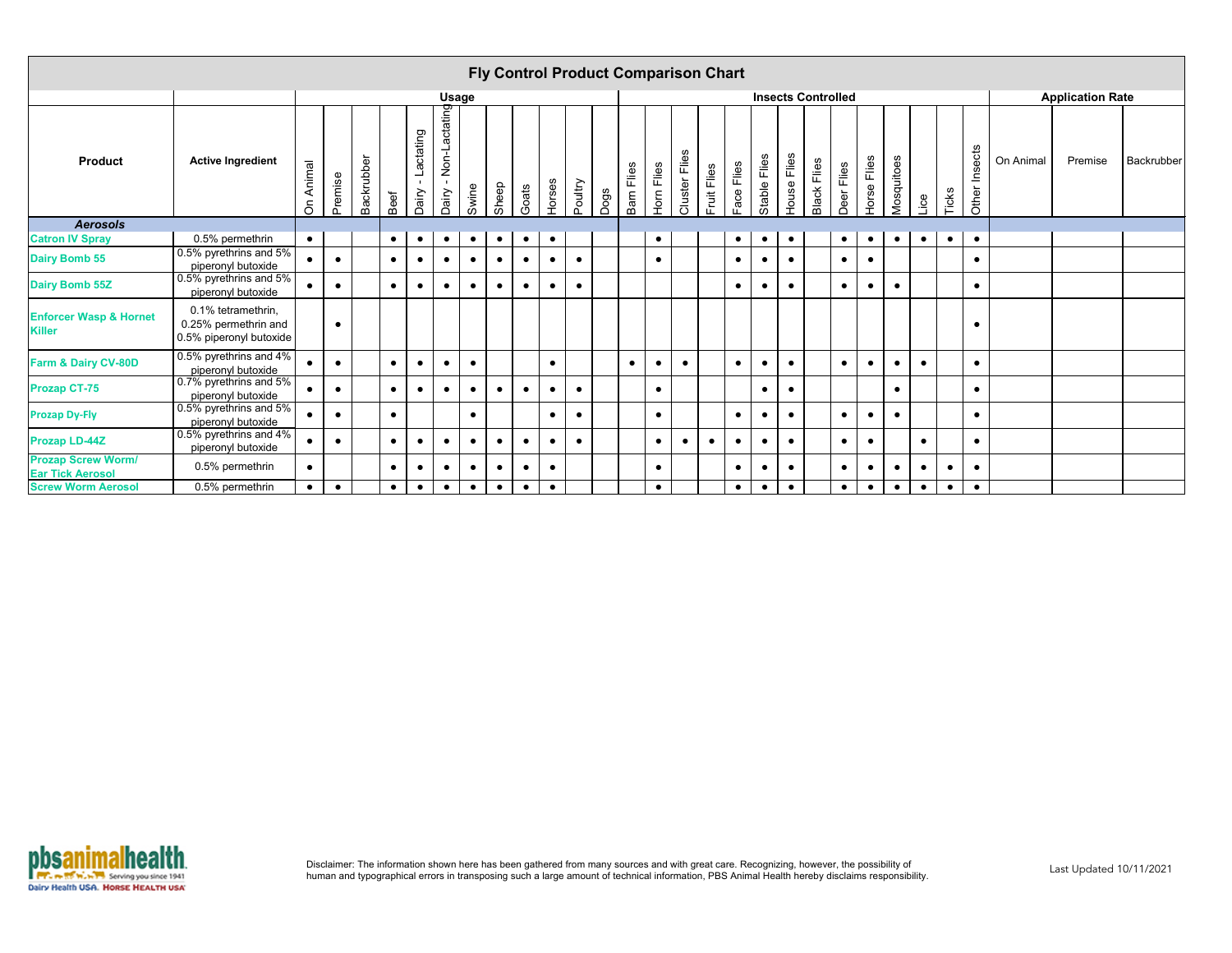# Fly Control Product Comparison Chart

| Product | Active Ingredient | Usage | | | | | | | | | | | | Insects Controlled | | | | | | | | | | | | | | Application Rate | | |
|---|---|---|---|---|---|---|---|---|---|---|---|---|---|---|---|---|---|---|---|---|---|---|---|---|---|---|---|---|---|---|
| | | On Animal | Premise | Backrubber | Beef | Dairy - Lactating | Dairy - Non-Lactating | Swine | Sheep | Goats | Horses | Poultry | Dogs | Barn Flies | Horn Flies | Cluster Flies | Fruit Flies | Face Flies | Stable Flies | House Flies | Black Flies | Deer Flies | Horse Flies | Mosquitoes | Lice | Ticks | Other Insects | On Animal | Premise | Backrubber |
| ***Aerosols*** | | | | | | | | | | | | | | | | | | | | | | | | | | | | | | |
| Catron IV Spray | 0.5% permethrin | • | | | • | • | • | • | • | • | • | | | | • | | | • | • | • | | • | • | • | • | • | • | | | |
| Dairy Bomb 55 | 0.5% pyrethrins and 5% piperonyl butoxide | • | • | | • | • | • | • | • | • | • | • | | | • | | | • | • | • | | • | • | | | | • | | | |
| Dairy Bomb 55Z | 0.5% pyrethrins and 5% piperonyl butoxide | • | • | | • | • | • | • | • | • | • | • | | | | | | • | • | • | | • | • | • | | | • | | | |
| Enforcer Wasp & Hornet Killer | 0.1% tetramethrin, 0.25% permethrin and 0.5% piperonyl butoxide | | • | | | | | | | | | | | | | | | | | | | | | | | | • | | | |
| Farm & Dairy CV-80D | 0.5% pyrethrins and 4% piperonyl butoxide | • | • | | • | • | • | • | | | • | | | • | • | • | | • | • | • | | • | • | • | • | | • | | | |
| Prozap CT-75 | 0.7% pyrethrins and 5% piperonyl butoxide | • | • | | • | • | • | • | • | • | • | • | | | • | | | | • | • | | | | • | | | • | | | |
| Prozap Dy-Fly | 0.5% pyrethrins and 5% piperonyl butoxide | • | • | | • | | | • | | | • | • | | | • | | | • | • | • | | • | • | • | | | • | | | |
| Prozap LD-44Z | 0.5% pyrethrins and 4% piperonyl butoxide | • | • | | • | • | • | • | • | • | • | • | | | • | • | • | • | • | • | | • | • | | • | | • | | | |
| Prozap Screw Worm/ Ear Tick Aerosol | 0.5% permethrin | • | | | • | • | • | • | • | • | • | | | | • | | | • | • | • | | • | • | • | • | • | • | | | |
| Screw Worm Aerosol | 0.5% permethrin | • | • | | • | • | • | • | • | • | • | | | | • | | | • | • | • | | • | • | • | • | • | • | | | |

Disclaimer: The information shown here has been gathered from many sources and with great care. Recognizing, however, the possibility of human and typographical errors in transposing such a large amount of technical information, PBS Animal Health hereby disclaims responsibility.

Last Updated 10/11/2021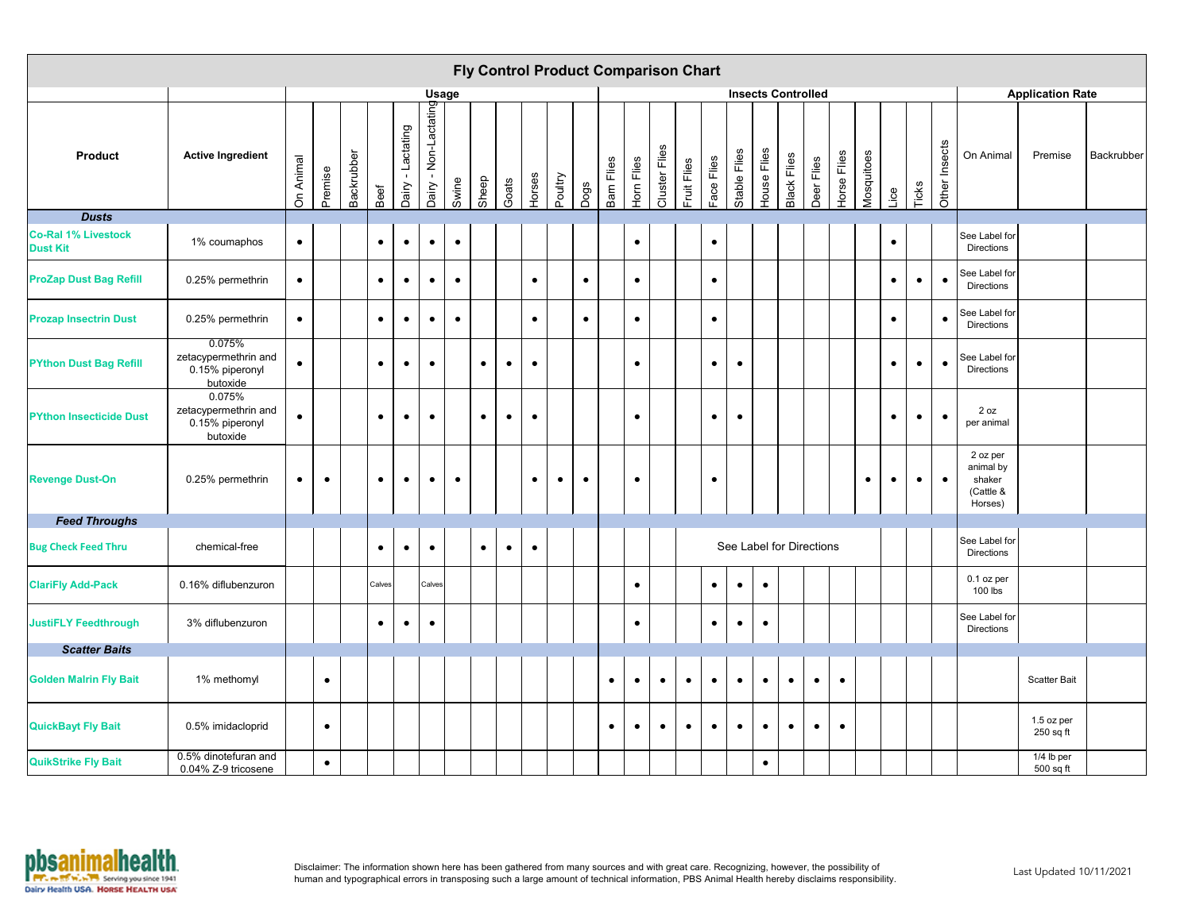# Fly Control Product Comparison Chart

| Product | Active Ingredient | Usage | | | | | | | | | | | | Insects Controlled | | | | | | | | | | | | | | Application Rate | | |
|---|---|---|---|---|---|---|---|---|---|---|---|---|---|---|---|---|---|---|---|---|---|---|---|---|---|---|---|---|---|---|
| | | On Animal | Premise | Backrubber | Beef | Dairy - Lactating | Dairy - Non-Lactating | Swine | Sheep | Goats | Horses | Poultry | Dogs | Barn Flies | Horn Flies | Cluster Flies | Fruit Flies | Face Flies | Stable Flies | House Flies | Black Flies | Deer Flies | Horse Flies | Mosquitoes | Lice | Ticks | Other Insects | On Animal | Premise | Backrubber |
| ***Dusts*** | | | | | | | | | | | | | | | | | | | | | | | | | | | | | | |
| Co-Ral 1% Livestock Dust Kit | 1% coumaphos | • | | | • | • | • | • | | | | | | | • | | | • | | | | | | | • | | | See Label for Directions | | |
| ProZap Dust Bag Refill | 0.25% permethrin | • | | | • | • | • | • | | | • | | • | | • | | | • | | | | | | | • | • | • | See Label for Directions | | |
| Prozap Insectrin Dust | 0.25% permethrin | • | | | • | • | • | • | | | • | | • | | • | | | • | | | | | | | • | | • | See Label for Directions | | |
| PYthon Dust Bag Refill | 0.075% zetacypermethrin and 0.15% piperonyl butoxide | • | | | • | • | • | | • | • | • | | | | • | | | • | • | | | | | | • | • | • | See Label for Directions | | |
| PYthon Insecticide Dust | 0.075% zetacypermethrin and 0.15% piperonyl butoxide | • | | | • | • | • | | • | • | • | | | | • | | | • | • | | | | | | • | • | • | 2 oz per animal | | |
| Revenge Dust-On | 0.25% permethrin | • | • | | • | • | • | • | | | • | • | • | | • | | | • | | | | | | • | • | • | • | 2 oz per animal by shaker (Cattle & Horses) | | |
| ***Feed Throughs*** | | | | | | | | | | | | | | | | | | | | | | | | | | | | | | |
| Bug Check Feed Thru | chemical-free | | | | • | • | • | | • | • | • | | | See Label for Directions | | | | | | | | | | | | | | See Label for Directions | | |
| ClariFly Add-Pack | 0.16% diflubenzuron | | | | Calves | | Calves | | | | | | | | • | | | • | • | • | | | | | | | | 0.1 oz per 100 lbs | | |
| JustiFLY Feedthrough | 3% diflubenzuron | | | | • | • | • | | | | | | | | • | | | • | • | • | | | | | | | | See Label for Directions | | |
| ***Scatter Baits*** | | | | | | | | | | | | | | | | | | | | | | | | | | | | | | |
| Golden Malrin Fly Bait | 1% methomyl | | • | | | | | | | | | | | • | • | • | • | • | • | • | • | • | • | | | | | | Scatter Bait | |
| QuickBayt Fly Bait | 0.5% imidacloprid | | • | | | | | | | | | | | • | • | • | • | • | • | • | • | • | • | | | | | | 1.5 oz per 250 sq ft | |
| QuikStrike Fly Bait | 0.5% dinotefuran and 0.04% Z-9 tricosene | | • | | | | | | | | | | | | | | | | | • | | | | | | | | | 1/4 lb per 500 sq ft | |

pbsanimalhealth — Serving you since 1941 — Dairy Health USA. Horse Health USA

Disclaimer: The information shown here has been gathered from many sources and with great care. Recognizing, however, the possibility of human and typographical errors in transposing such a large amount of technical information, PBS Animal Health hereby disclaims responsibility.

Last Updated 10/11/2021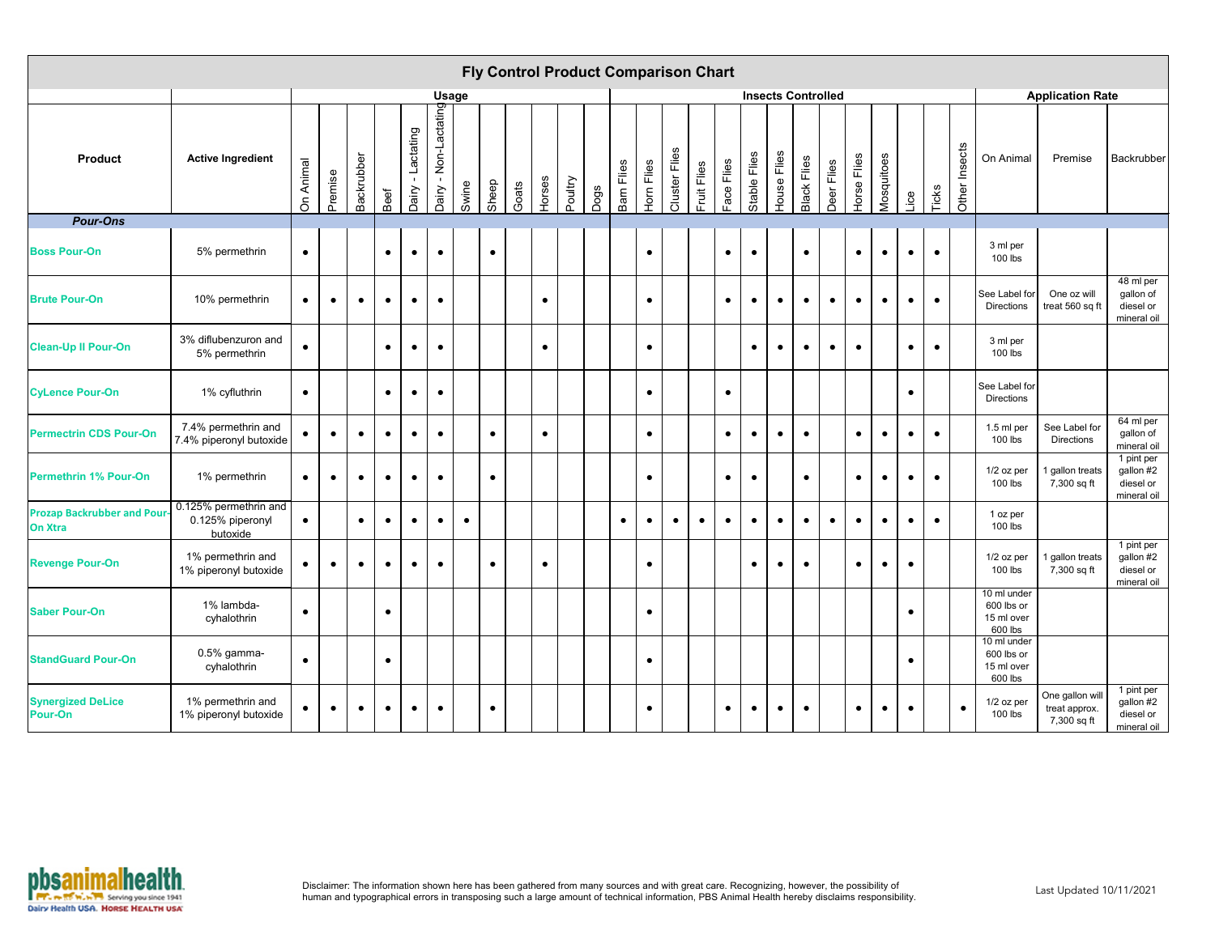# Fly Control Product Comparison Chart

| Product | Active Ingredient | Usage | | | | | | | | | | | | Insects Controlled | | | | | | | | | | | | | | Application Rate | | |
|---|---|---|---|---|---|---|---|---|---|---|---|---|---|---|---|---|---|---|---|---|---|---|---|---|---|---|---|---|---|---|
| | | On Animal | Premise | Backrubber | Beef | Dairy - Lactating | Dairy - Non-Lactating | Swine | Sheep | Goats | Horses | Poultry | Dogs | Barn Flies | Horn Flies | Cluster Flies | Fruit Flies | Face Flies | Stable Flies | House Flies | Black Flies | Deer Flies | Horse Flies | Mosquitoes | Lice | Ticks | Other Insects | On Animal | Premise | Backrubber |
| ***Pour-Ons*** | | | | | | | | | | | | | | | | | | | | | | | | | | | | | | |
| **Boss Pour-On** | 5% permethrin | ● | | | ● | ● | ● | | ● | | | | | | ● | | | ● | ● | | ● | | ● | ● | ● | ● | | 3 ml per 100 lbs | | |
| **Brute Pour-On** | 10% permethrin | ● | ● | ● | ● | ● | ● | | | | ● | | | | ● | | | ● | ● | ● | ● | ● | ● | ● | ● | ● | | See Label for Directions | One oz will treat 560 sq ft | 48 ml per gallon of diesel or mineral oil |
| **Clean-Up II Pour-On** | 3% diflubenzuron and 5% permethrin | ● | | | ● | ● | ● | | | | ● | | | | ● | | | | ● | ● | ● | ● | ● | | ● | ● | | 3 ml per 100 lbs | | |
| **CyLence Pour-On** | 1% cyfluthrin | ● | | | ● | ● | ● | | | | | | | | ● | | | ● | | | | | | | ● | | | See Label for Directions | | |
| **Permectrin CDS Pour-On** | 7.4% permethrin and 7.4% piperonyl butoxide | ● | ● | ● | ● | ● | ● | | ● | | ● | | | | ● | | | ● | ● | ● | ● | | ● | ● | ● | ● | | 1.5 ml per 100 lbs | See Label for Directions | 64 ml per gallon of mineral oil |
| **Permethrin 1% Pour-On** | 1% permethrin | ● | ● | ● | ● | ● | ● | | ● | | | | | | ● | | | ● | ● | | ● | | ● | ● | ● | ● | | 1/2 oz per 100 lbs | 1 gallon treats 7,300 sq ft | 1 pint per gallon #2 diesel or mineral oil |
| **Prozap Backrubber and Pour-On Xtra** | 0.125% permethrin and 0.125% piperonyl butoxide | ● | | ● | ● | ● | ● | ● | | | | | | ● | ● | ● | ● | ● | ● | ● | ● | ● | ● | ● | ● | ● | | 1 oz per 100 lbs | | |
| **Revenge Pour-On** | 1% permethrin and 1% piperonyl butoxide | ● | ● | ● | ● | ● | ● | | ● | | ● | | | | ● | | | | ● | ● | ● | | ● | ● | ● | | | 1/2 oz per 100 lbs | 1 gallon treats 7,300 sq ft | 1 pint per gallon #2 diesel or mineral oil |
| **Saber Pour-On** | 1% lambda-cyhalothrin | ● | | | ● | | | | | | | | | | ● | | | | | | | | | | ● | | | 10 ml under 600 lbs or 15 ml over 600 lbs | | |
| **StandGuard Pour-On** | 0.5% gamma-cyhalothrin | ● | | | ● | | | | | | | | | | ● | | | | | | | | | | ● | | | 10 ml under 600 lbs or 15 ml over 600 lbs | | |
| **Synergized DeLice Pour-On** | 1% permethrin and 1% piperonyl butoxide | ● | ● | ● | ● | ● | ● | | ● | | | | | | ● | | | ● | ● | ● | ● | | ● | ● | ● | | ● | 1/2 oz per 100 lbs | One gallon will treat approx. 7,300 sq ft | 1 pint per gallon #2 diesel or mineral oil |

Disclaimer: The information shown here has been gathered from many sources and with great care. Recognizing, however, the possibility of human and typographical errors in transposing such a large amount of technical information, PBS Animal Health hereby disclaims responsibility.

Last Updated 10/11/2021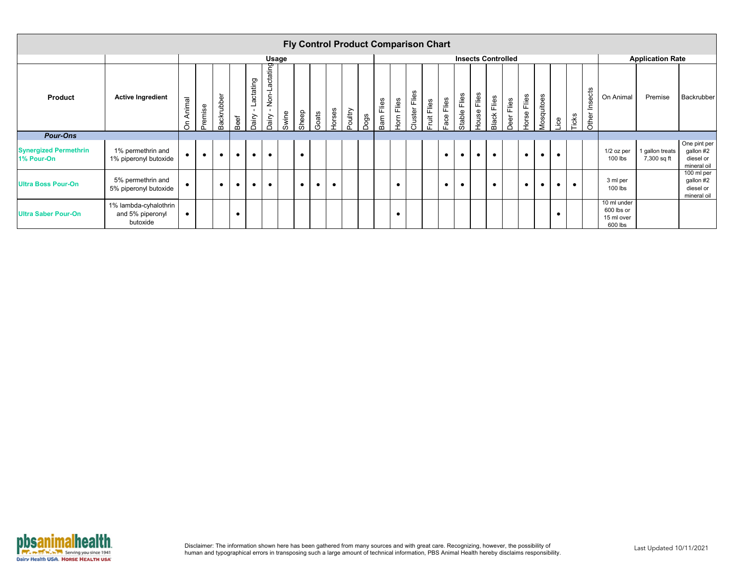# Fly Control Product Comparison Chart

| Product | Active Ingredient | Usage | | | | | | | | | | | | Insects Controlled | | | | | | | | | | | | | | | Application Rate | | |
|---|---|---|---|---|---|---|---|---|---|---|---|---|---|---|---|---|---|---|---|---|---|---|---|---|---|---|---|---|---|---|---|
| | | On Animal | Premise | Backrubber | Beef | Dairy - Lactating | Dairy - Non-Lactating | Swine | Sheep | Goats | Horses | Poultry | Dogs | Barn Flies | Horn Flies | Cluster Flies | Fruit Flies | Face Flies | Stable Flies | House Flies | Black Flies | Deer Flies | Horse Flies | Mosquitoes | Lice | Ticks | Other Insects | On Animal | Premise | Backrubber |
| ***Pour-Ons*** | | | | | | | | | | | | | | | | | | | | | | | | | | | | | | |
| **Synergized Permethrin 1% Pour-On** | 1% permethrin and 1% piperonyl butoxide | • | • | • | • | • | • | | • | | | | | | | | | • | • | • | • | | • | • | • | | | 1/2 oz per 100 lbs | 1 gallon treats 7,300 sq ft | One pint per gallon #2 diesel or mineral oil |
| **Ultra Boss Pour-On** | 5% permethrin and 5% piperonyl butoxide | • | | • | • | • | • | | • | • | • | | | | • | | | • | • | | • | | • | • | • | • | | 3 ml per 100 lbs | | 100 ml per gallon #2 diesel or mineral oil |
| **Ultra Saber Pour-On** | 1% lambda-cyhalothrin and 5% piperonyl butoxide | • | | | • | | | | | | | | | | • | | | | | | | | | | • | | | 10 ml under 600 lbs or 15 ml over 600 lbs | | |

Disclaimer: The information shown here has been gathered from many sources and with great care. Recognizing, however, the possibility of human and typographical errors in transposing such a large amount of technical information, PBS Animal Health hereby disclaims responsibility.

Last Updated 10/11/2021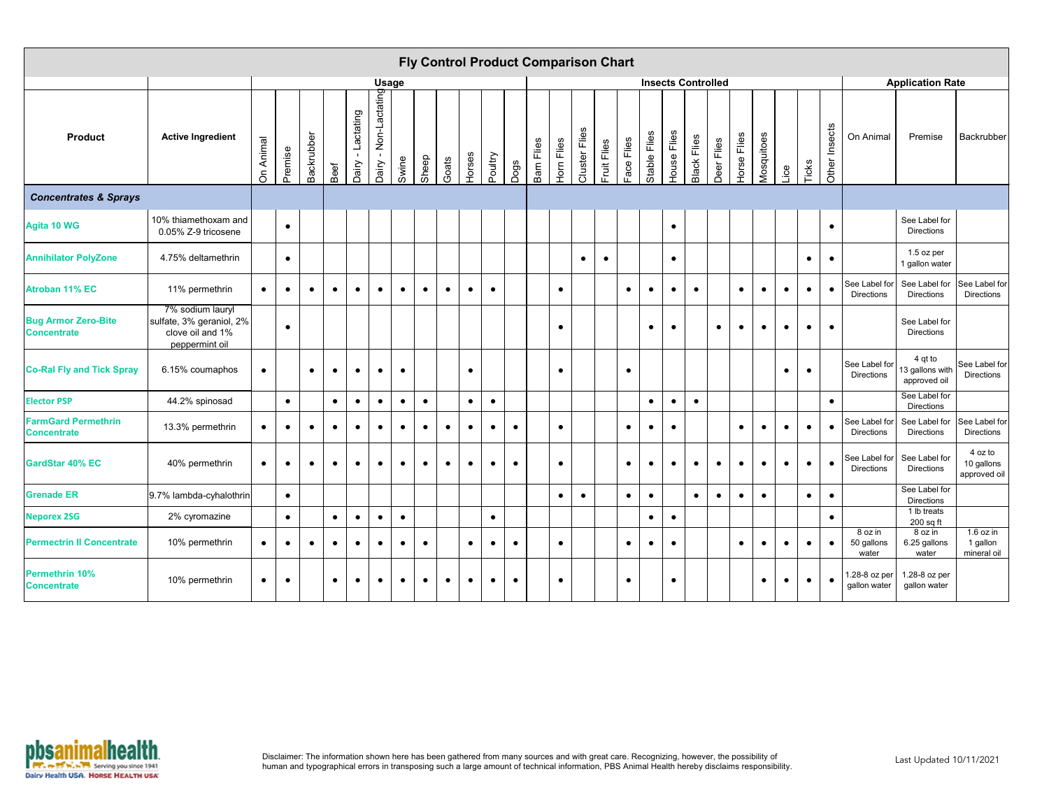# Fly Control Product Comparison Chart

| Product | Active Ingredient | Usage | | | | | | | | | | | | Insects Controlled | | | | | | | | | | | | | | Application Rate | | |
|---|---|---|---|---|---|---|---|---|---|---|---|---|---|---|---|---|---|---|---|---|---|---|---|---|---|---|---|---|---|---|
| | | On Animal | Premise | Backrubber | Beef | Dairy - Lactating | Dairy - Non-Lactating | Swine | Sheep | Goats | Horses | Poultry | Dogs | Barn Flies | Horn Flies | Cluster Flies | Fruit Flies | Face Flies | Stable Flies | House Flies | Black Flies | Deer Flies | Horse Flies | Mosquitoes | Lice | Ticks | Other Insects | On Animal | Premise | Backrubber |
| ***Concentrates & Sprays*** | | | | | | | | | | | | | | | | | | | | | | | | | | | | | | |
| **Agita 10 WG** | 10% thiamethoxam and 0.05% Z-9 tricosene | | ● | | | | | | | | | | | | | | | | | ● | | | | | | | ● | | See Label for Directions | |
| **Annihilator PolyZone** | 4.75% deltamethrin | | ● | | | | | | | | | | | | | ● | ● | | | ● | | | | | | ● | ● | | 1.5 oz per 1 gallon water | |
| **Atroban 11% EC** | 11% permethrin | ● | ● | ● | ● | ● | ● | ● | ● | ● | ● | ● | | | ● | | | ● | ● | ● | ● | | ● | ● | ● | ● | ● | See Label for Directions | See Label for Directions | See Label for Directions |
| **Bug Armor Zero-Bite Concentrate** | 7% sodium lauryl sulfate, 3% geraniol, 2% clove oil and 1% peppermint oil | | ● | | | | | | | | | | | | ● | | | | ● | ● | | ● | ● | ● | ● | ● | ● | | See Label for Directions | |
| **Co-Ral Fly and Tick Spray** | 6.15% coumaphos | ● | | ● | ● | ● | ● | ● | | | ● | | | | ● | | | ● | | | | | | | ● | ● | | See Label for Directions | 4 qt to 13 gallons with approved oil | See Label for Directions |
| **Elector PSP** | 44.2% spinosad | | ● | | ● | ● | ● | ● | ● | | ● | ● | | | | | | | ● | ● | ● | | | | | | ● | | See Label for Directions | |
| **FarmGard Permethrin Concentrate** | 13.3% permethrin | ● | ● | ● | ● | ● | ● | ● | ● | ● | ● | ● | ● | | ● | | | ● | ● | ● | | | ● | ● | ● | ● | ● | See Label for Directions | See Label for Directions | See Label for Directions |
| **GardStar 40% EC** | 40% permethrin | ● | ● | ● | ● | ● | ● | ● | ● | ● | ● | ● | ● | | ● | | | ● | ● | ● | ● | ● | ● | ● | ● | ● | ● | See Label for Directions | See Label for Directions | 4 oz to 10 gallons approved oil |
| **Grenade ER** | 9.7% lambda-cyhalothrin | | ● | | | | | | | | | | | | ● | ● | | ● | ● | | ● | ● | ● | ● | | ● | ● | | See Label for Directions | |
| **Neporex 2SG** | 2% cyromazine | | ● | | ● | ● | ● | ● | | | | ● | | | | | | | ● | ● | | | | | | | ● | | 1 lb treats 200 sq ft | |
| **Permectrin II Concentrate** | 10% permethrin | ● | ● | ● | ● | ● | ● | ● | ● | | ● | ● | ● | | ● | | | ● | ● | ● | | | ● | ● | ● | ● | ● | 8 oz in 50 gallons water | 8 oz in 6.25 gallons water | 1.6 oz in 1 gallon mineral oil |
| **Permethrin 10% Concentrate** | 10% permethrin | ● | ● | | ● | ● | ● | ● | ● | ● | ● | ● | ● | | ● | | | ● | | ● | | | | ● | ● | ● | ● | 1.28-8 oz per gallon water | 1.28-8 oz per gallon water | |

Disclaimer: The information shown here has been gathered from many sources and with great care. Recognizing, however, the possibility of human and typographical errors in transposing such a large amount of technical information, PBS Animal Health hereby disclaims responsibility.

Last Updated 10/11/2021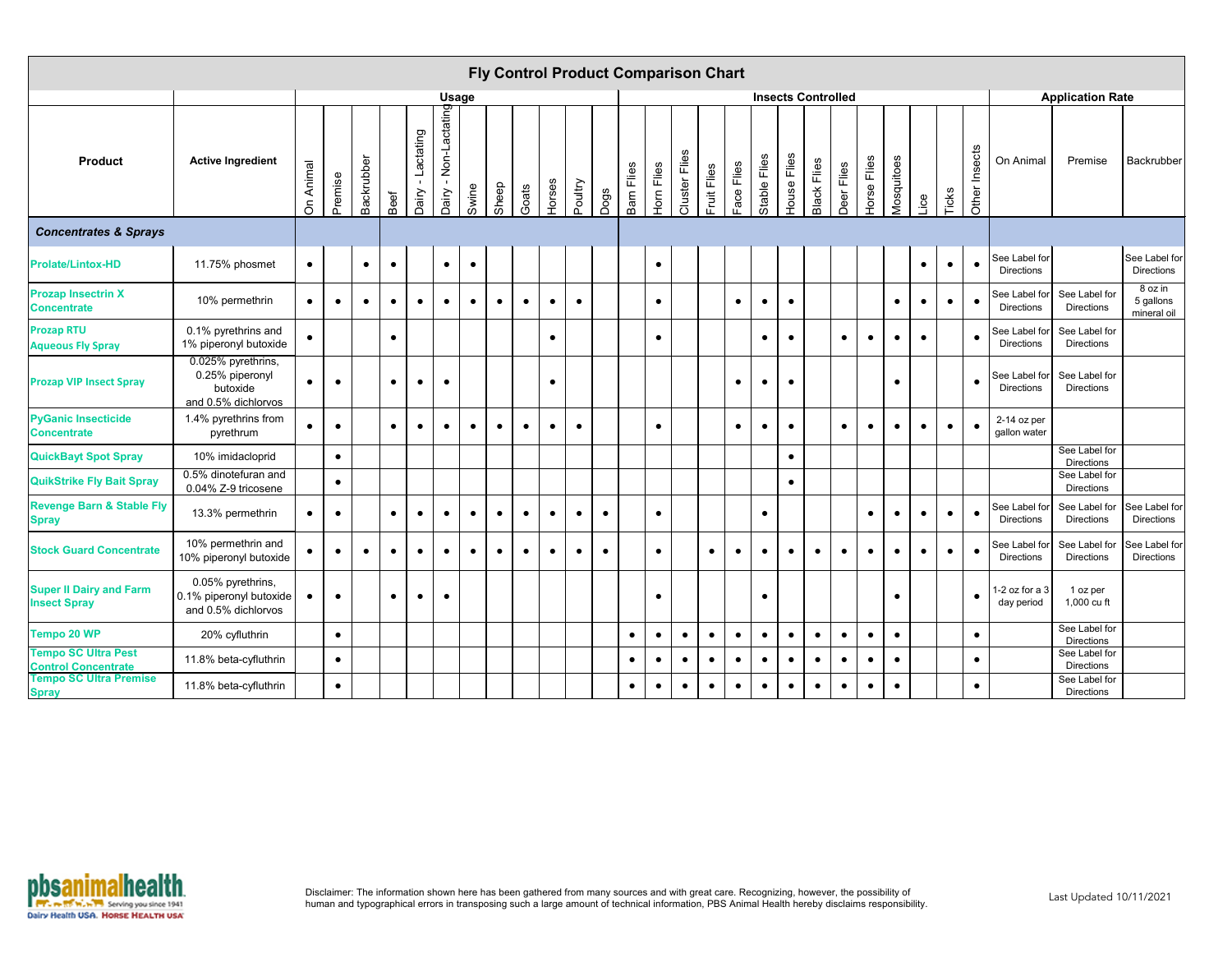# Fly Control Product Comparison Chart

| | | Usage | | | | | | | | | | | | Insects Controlled | | | | | | | | | | | | | | Application Rate | | |
|---|---|---|---|---|---|---|---|---|---|---|---|---|---|---|---|---|---|---|---|---|---|---|---|---|---|---|---|---|---|---|
| Product | Active Ingredient | On Animal | Premise | Backrubber | Beef | Dairy - Lactating | Dairy - Non-Lactating | Swine | Sheep | Goats | Horses | Poultry | Dogs | Barn Flies | Horn Flies | Cluster Flies | Fruit Flies | Face Flies | Stable Flies | House Flies | Black Flies | Deer Flies | Horse Flies | Mosquitoes | Lice | Ticks | Other Insects | On Animal | Premise | Backrubber |
| ***Concentrates & Sprays*** | | | | | | | | | | | | | | | | | | | | | | | | | | | | | | |
| Prolate/Lintox-HD | 11.75% phosmet | ● | | ● | ● | | ● | ● | | | | | | | ● | | | | | | | | | | ● | ● | ● | See Label for Directions | | See Label for Directions |
| Prozap Insectrin X Concentrate | 10% permethrin | ● | ● | ● | ● | ● | ● | ● | ● | ● | ● | ● | | | ● | | | ● | ● | ● | | | | ● | ● | ● | ● | See Label for Directions | See Label for Directions | 8 oz in 5 gallons mineral oil |
| Prozap RTU Aqueous Fly Spray | 0.1% pyrethrins and 1% piperonyl butoxide | ● | | | ● | | | | | | ● | | | | ● | | | | ● | ● | | ● | ● | ● | ● | | ● | See Label for Directions | See Label for Directions | |
| Prozap VIP Insect Spray | 0.025% pyrethrins, 0.25% piperonyl butoxide and 0.5% dichlorvos | ● | ● | | ● | ● | ● | | | | ● | | | | | | | ● | ● | ● | | | | ● | | | ● | See Label for Directions | See Label for Directions | |
| PyGanic Insecticide Concentrate | 1.4% pyrethrins from pyrethrum | ● | ● | | ● | ● | ● | ● | ● | ● | ● | ● | | | ● | | | ● | ● | ● | | ● | ● | ● | ● | ● | ● | 2-14 oz per gallon water | | |
| QuickBayt Spot Spray | 10% imidacloprid | | ● | | | | | | | | | | | | | | | | | ● | | | | | | | | | See Label for Directions | |
| QuikStrike Fly Bait Spray | 0.5% dinotefuran and 0.04% Z-9 tricosene | | ● | | | | | | | | | | | | | | | | | ● | | | | | | | | | See Label for Directions | |
| Revenge Barn & Stable Fly Spray | 13.3% permethrin | ● | ● | | ● | ● | ● | ● | ● | ● | ● | ● | ● | | ● | | | | ● | | | | ● | ● | ● | ● | ● | See Label for Directions | See Label for Directions | See Label for Directions |
| Stock Guard Concentrate | 10% permethrin and 10% piperonyl butoxide | ● | ● | ● | ● | ● | ● | ● | ● | ● | ● | ● | ● | | ● | | ● | ● | ● | ● | ● | ● | ● | ● | ● | ● | ● | See Label for Directions | See Label for Directions | See Label for Directions |
| Super II Dairy and Farm Insect Spray | 0.05% pyrethrins, 0.1% piperonyl butoxide and 0.5% dichlorvos | ● | ● | | ● | ● | ● | | | | | | | | ● | | | | ● | | | | | ● | | | ● | 1-2 oz for a 3 day period | 1 oz per 1,000 cu ft | |
| Tempo 20 WP | 20% cyfluthrin | | ● | | | | | | | | | | | ● | ● | ● | ● | ● | ● | ● | ● | ● | ● | ● | | | ● | | See Label for Directions | |
| Tempo SC Ultra Pest Control Concentrate | 11.8% beta-cyfluthrin | | ● | | | | | | | | | | | ● | ● | ● | ● | ● | ● | ● | ● | ● | ● | ● | | | ● | | See Label for Directions | |
| Tempo SC Ultra Premise Spray | 11.8% beta-cyfluthrin | | ● | | | | | | | | | | | ● | ● | ● | ● | ● | ● | ● | ● | ● | ● | ● | | | ● | | See Label for Directions | |

Disclaimer: The information shown here has been gathered from many sources and with great care. Recognizing, however, the possibility of human and typographical errors in transposing such a large amount of technical information, PBS Animal Health hereby disclaims responsibility.

Last Updated 10/11/2021